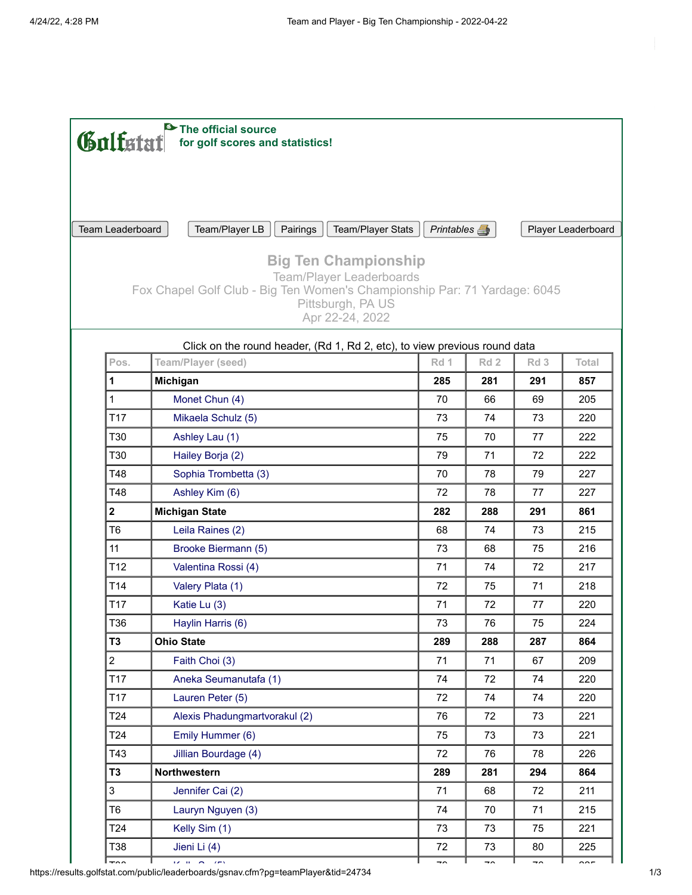Golfstat The official source for golf scores and statistics!

Team Leaderboard | Team/Player LB | Pairings | Team/Player Stats | *Printables* | Player Leaderboard

## Big Ten Championship

Team/Player Leaderboards

Fox Chapel Golf Club - Big Ten Women's Championship Par: 71 Yardage: 6045

Pittsburgh, PA US

Apr 22-24, 2022

Click on the round header, (Rd 1, Rd 2, etc), to view previous round data

| Pos. | Team/Player (seed) | Rd 1 | Rd 2 | Rd 3 | Total |
|---|---|---|---|---|---|
| **1** | **Michigan** | **285** | **281** | **291** | **857** |
| 1 | Monet Chun (4) | 70 | 66 | 69 | 205 |
| T17 | Mikaela Schulz (5) | 73 | 74 | 73 | 220 |
| T30 | Ashley Lau (1) | 75 | 70 | 77 | 222 |
| T30 | Hailey Borja (2) | 79 | 71 | 72 | 222 |
| T48 | Sophia Trombetta (3) | 70 | 78 | 79 | 227 |
| T48 | Ashley Kim (6) | 72 | 78 | 77 | 227 |
| **2** | **Michigan State** | **282** | **288** | **291** | **861** |
| T6 | Leila Raines (2) | 68 | 74 | 73 | 215 |
| 11 | Brooke Biermann (5) | 73 | 68 | 75 | 216 |
| T12 | Valentina Rossi (4) | 71 | 74 | 72 | 217 |
| T14 | Valery Plata (1) | 72 | 75 | 71 | 218 |
| T17 | Katie Lu (3) | 71 | 72 | 77 | 220 |
| T36 | Haylin Harris (6) | 73 | 76 | 75 | 224 |
| **T3** | **Ohio State** | **289** | **288** | **287** | **864** |
| 2 | Faith Choi (3) | 71 | 71 | 67 | 209 |
| T17 | Aneka Seumanutafa (1) | 74 | 72 | 74 | 220 |
| T17 | Lauren Peter (5) | 72 | 74 | 74 | 220 |
| T24 | Alexis Phadungmartvorakul (2) | 76 | 72 | 73 | 221 |
| T24 | Emily Hummer (6) | 75 | 73 | 73 | 221 |
| T43 | Jillian Bourdage (4) | 72 | 76 | 78 | 226 |
| **T3** | **Northwestern** | **289** | **281** | **294** | **864** |
| 3 | Jennifer Cai (2) | 71 | 68 | 72 | 211 |
| T6 | Lauryn Nguyen (3) | 74 | 70 | 71 | 215 |
| T24 | Kelly Sim (1) | 73 | 73 | 75 | 221 |
| T38 | Jieni Li (4) | 72 | 73 | 80 | 225 |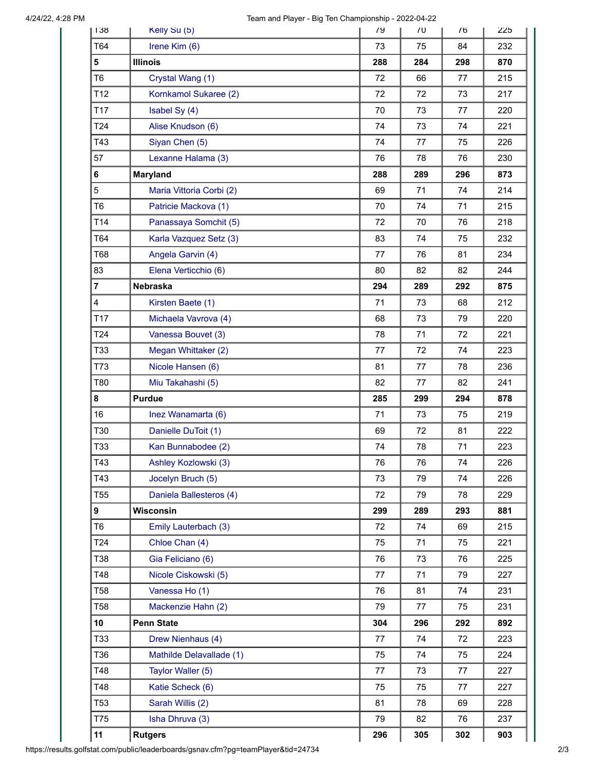| | | | | | |
|---|---|---|---|---|---|
| T38 | Kelly Su (5) | 79 | 70 | 76 | 225 |
| T64 | Irene Kim (6) | 73 | 75 | 84 | 232 |
| **5** | **Illinois** | **288** | **284** | **298** | **870** |
| T6 | Crystal Wang (1) | 72 | 66 | 77 | 215 |
| T12 | Kornkamol Sukaree (2) | 72 | 72 | 73 | 217 |
| T17 | Isabel Sy (4) | 70 | 73 | 77 | 220 |
| T24 | Alise Knudson (6) | 74 | 73 | 74 | 221 |
| T43 | Siyan Chen (5) | 74 | 77 | 75 | 226 |
| 57 | Lexanne Halama (3) | 76 | 78 | 76 | 230 |
| **6** | **Maryland** | **288** | **289** | **296** | **873** |
| 5 | Maria Vittoria Corbi (2) | 69 | 71 | 74 | 214 |
| T6 | Patricie Mackova (1) | 70 | 74 | 71 | 215 |
| T14 | Panassaya Somchit (5) | 72 | 70 | 76 | 218 |
| T64 | Karla Vazquez Setz (3) | 83 | 74 | 75 | 232 |
| T68 | Angela Garvin (4) | 77 | 76 | 81 | 234 |
| 83 | Elena Verticchio (6) | 80 | 82 | 82 | 244 |
| **7** | **Nebraska** | **294** | **289** | **292** | **875** |
| 4 | Kirsten Baete (1) | 71 | 73 | 68 | 212 |
| T17 | Michaela Vavrova (4) | 68 | 73 | 79 | 220 |
| T24 | Vanessa Bouvet (3) | 78 | 71 | 72 | 221 |
| T33 | Megan Whittaker (2) | 77 | 72 | 74 | 223 |
| T73 | Nicole Hansen (6) | 81 | 77 | 78 | 236 |
| T80 | Miu Takahashi (5) | 82 | 77 | 82 | 241 |
| **8** | **Purdue** | **285** | **299** | **294** | **878** |
| 16 | Inez Wanamarta (6) | 71 | 73 | 75 | 219 |
| T30 | Danielle DuToit (1) | 69 | 72 | 81 | 222 |
| T33 | Kan Bunnabodee (2) | 74 | 78 | 71 | 223 |
| T43 | Ashley Kozlowski (3) | 76 | 76 | 74 | 226 |
| T43 | Jocelyn Bruch (5) | 73 | 79 | 74 | 226 |
| T55 | Daniela Ballesteros (4) | 72 | 79 | 78 | 229 |
| **9** | **Wisconsin** | **299** | **289** | **293** | **881** |
| T6 | Emily Lauterbach (3) | 72 | 74 | 69 | 215 |
| T24 | Chloe Chan (4) | 75 | 71 | 75 | 221 |
| T38 | Gia Feliciano (6) | 76 | 73 | 76 | 225 |
| T48 | Nicole Ciskowski (5) | 77 | 71 | 79 | 227 |
| T58 | Vanessa Ho (1) | 76 | 81 | 74 | 231 |
| T58 | Mackenzie Hahn (2) | 79 | 77 | 75 | 231 |
| **10** | **Penn State** | **304** | **296** | **292** | **892** |
| T33 | Drew Nienhaus (4) | 77 | 74 | 72 | 223 |
| T36 | Mathilde Delavallade (1) | 75 | 74 | 75 | 224 |
| T48 | Taylor Waller (5) | 77 | 73 | 77 | 227 |
| T48 | Katie Scheck (6) | 75 | 75 | 77 | 227 |
| T53 | Sarah Willis (2) | 81 | 78 | 69 | 228 |
| T75 | Isha Dhruva (3) | 79 | 82 | 76 | 237 |
| **11** | **Rutgers** | **296** | **305** | **302** | **903** |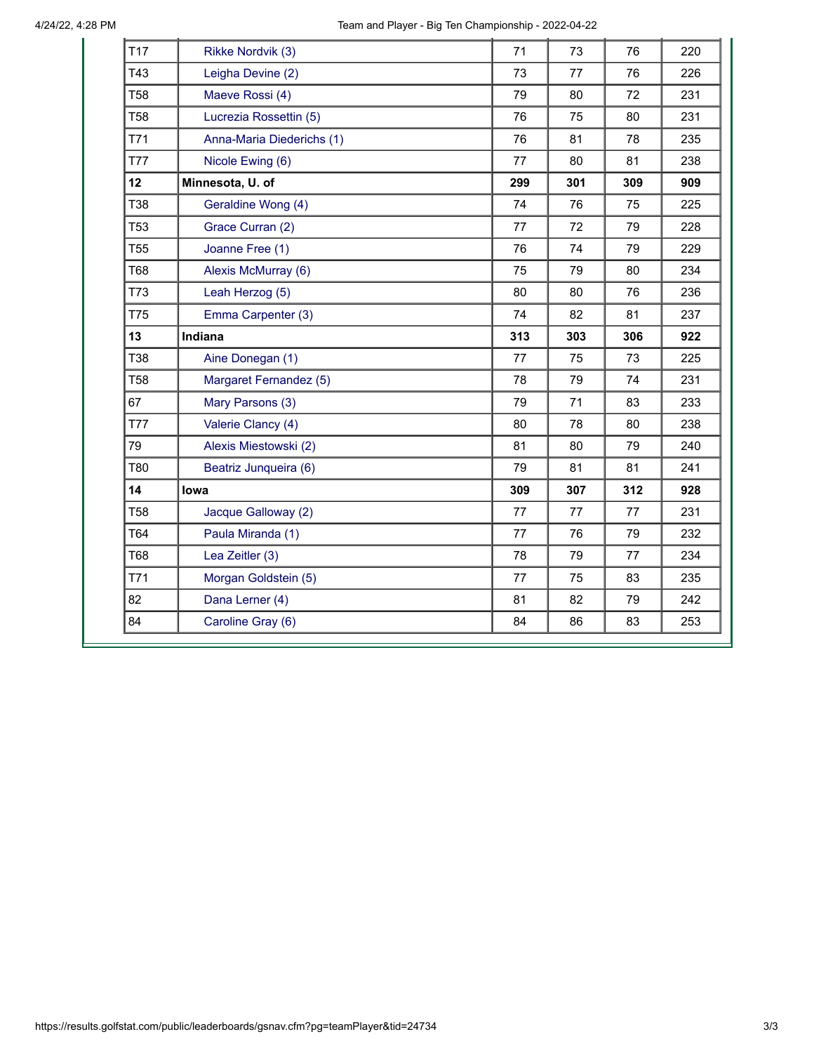| | | | | | |
|---|---|---|---|---|---|
| T17 | Rikke Nordvik (3) | 71 | 73 | 76 | 220 |
| T43 | Leigha Devine (2) | 73 | 77 | 76 | 226 |
| T58 | Maeve Rossi (4) | 79 | 80 | 72 | 231 |
| T58 | Lucrezia Rossettin (5) | 76 | 75 | 80 | 231 |
| T71 | Anna-Maria Diederichs (1) | 76 | 81 | 78 | 235 |
| T77 | Nicole Ewing (6) | 77 | 80 | 81 | 238 |
| **12** | **Minnesota, U. of** | **299** | **301** | **309** | **909** |
| T38 | Geraldine Wong (4) | 74 | 76 | 75 | 225 |
| T53 | Grace Curran (2) | 77 | 72 | 79 | 228 |
| T55 | Joanne Free (1) | 76 | 74 | 79 | 229 |
| T68 | Alexis McMurray (6) | 75 | 79 | 80 | 234 |
| T73 | Leah Herzog (5) | 80 | 80 | 76 | 236 |
| T75 | Emma Carpenter (3) | 74 | 82 | 81 | 237 |
| **13** | **Indiana** | **313** | **303** | **306** | **922** |
| T38 | Aine Donegan (1) | 77 | 75 | 73 | 225 |
| T58 | Margaret Fernandez (5) | 78 | 79 | 74 | 231 |
| 67 | Mary Parsons (3) | 79 | 71 | 83 | 233 |
| T77 | Valerie Clancy (4) | 80 | 78 | 80 | 238 |
| 79 | Alexis Miestowski (2) | 81 | 80 | 79 | 240 |
| T80 | Beatriz Junqueira (6) | 79 | 81 | 81 | 241 |
| **14** | **Iowa** | **309** | **307** | **312** | **928** |
| T58 | Jacque Galloway (2) | 77 | 77 | 77 | 231 |
| T64 | Paula Miranda (1) | 77 | 76 | 79 | 232 |
| T68 | Lea Zeitler (3) | 78 | 79 | 77 | 234 |
| T71 | Morgan Goldstein (5) | 77 | 75 | 83 | 235 |
| 82 | Dana Lerner (4) | 81 | 82 | 79 | 242 |
| 84 | Caroline Gray (6) | 84 | 86 | 83 | 253 |